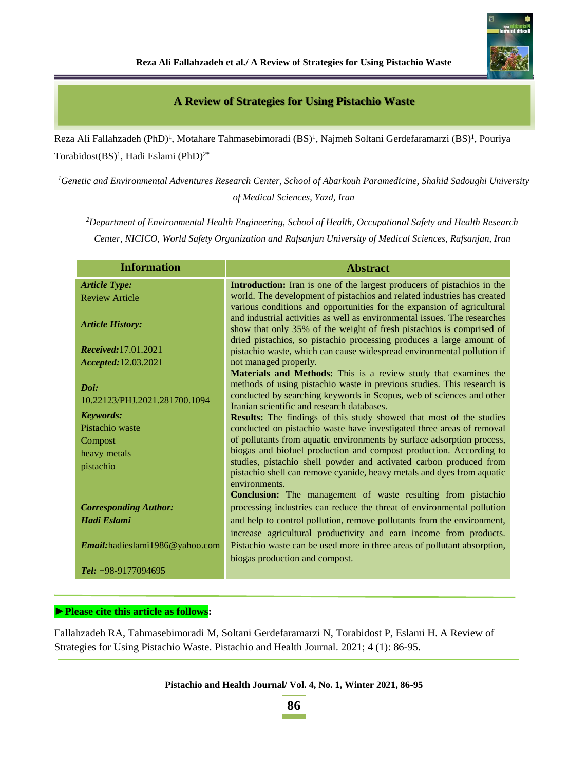# A Review of Strategies for Using Pistachio Waste

Reza Ali Fallahzadeh (PhD)[1], Motahare Tahmasebimoradi (BS)[1], Najmeh Soltani Gerdefaramarzi (BS)[1], Pouriya Torabidost(BS)[1], Hadi Eslami (PhD)[2*]

[1]*Genetic and Environmental Adventures Research Center, School of Abarkouh Paramedicine, Shahid Sadoughi University of Medical Sciences, Yazd, Iran*

[2]*Department of Environmental Health Engineering, School of Health, Occupational Safety and Health Research Center, NICICO, World Safety Organization and Rafsanjan University of Medical Sciences, Rafsanjan, Iran*

| Information | Abstract |
|---|---|
| ***Article Type:*** Review Article<br><br>***Article History:***<br><br>***Received:***17.01.2021<br>***Accepted:***12.03.2021<br><br>***Doi:*** 10.22123/PHJ.2021.281700.1094<br><br>***Keywords:***<br>Pistachio waste<br>Compost<br>heavy metals<br>pistachio<br><br>***Corresponding Author:***<br>***Hadi Eslami***<br><br>***Email:***hadieslami1986@yahoo.com<br><br>***Tel:*** +98-9177094695 | **Introduction:** Iran is one of the largest producers of pistachios in the world. The development of pistachios and related industries has created various conditions and opportunities for the expansion of agricultural and industrial activities as well as environmental issues. The researches show that only 35% of the weight of fresh pistachios is comprised of dried pistachios, so pistachio processing produces a large amount of pistachio waste, which can cause widespread environmental pollution if not managed properly.<br>**Materials and Methods:** This is a review study that examines the methods of using pistachio waste in previous studies. This research is conducted by searching keywords in Scopus, web of sciences and other Iranian scientific and research databases.<br>**Results:** The findings of this study showed that most of the studies conducted on pistachio waste have investigated three areas of removal of pollutants from aquatic environments by surface adsorption process, biogas and biofuel production and compost production. According to studies, pistachio shell powder and activated carbon produced from pistachio shell can remove cyanide, heavy metals and dyes from aquatic environments.<br>**Conclusion:** The management of waste resulting from pistachio processing industries can reduce the threat of environmental pollution and help to control pollution, remove pollutants from the environment, increase agricultural productivity and earn income from products. Pistachio waste can be used more in three areas of pollutant absorption, biogas production and compost. |

**►Please cite this article as follows:**

Fallahzadeh RA, Tahmasebimoradi M, Soltani Gerdefaramarzi N, Torabidost P, Eslami H. A Review of Strategies for Using Pistachio Waste. Pistachio and Health Journal. 2021; 4 (1): 86-95.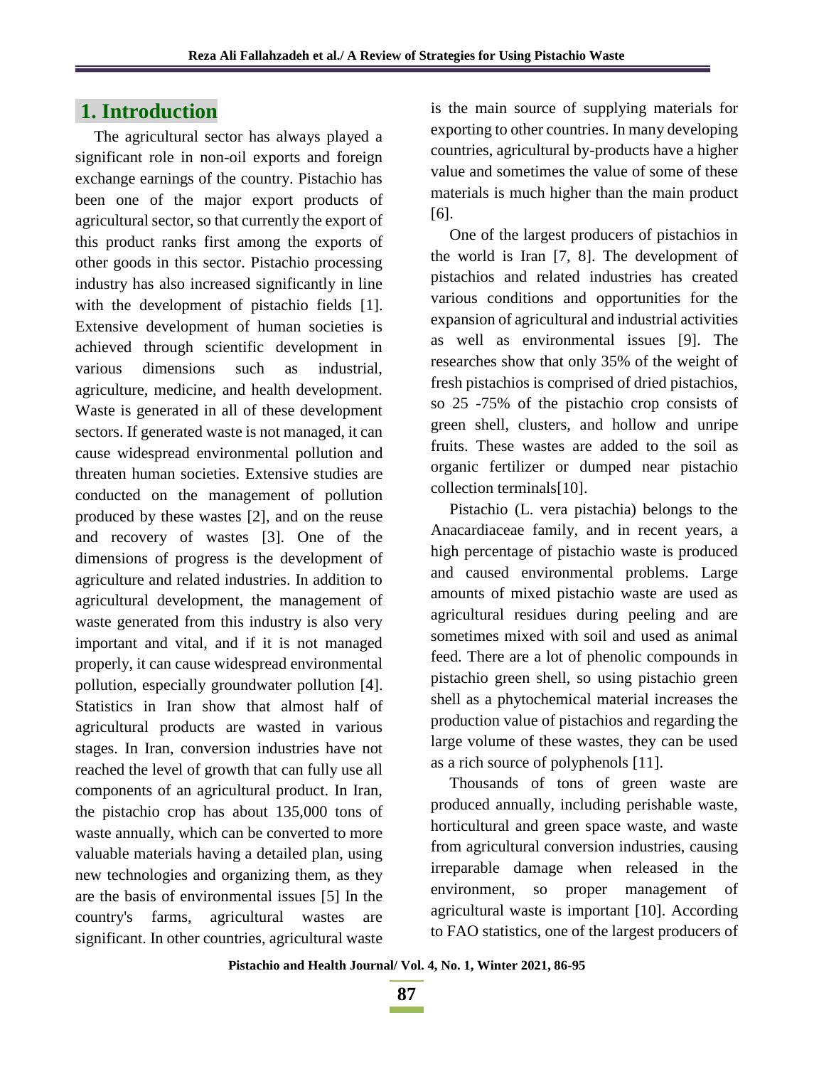## 1. Introduction

The agricultural sector has always played a significant role in non-oil exports and foreign exchange earnings of the country. Pistachio has been one of the major export products of agricultural sector, so that currently the export of this product ranks first among the exports of other goods in this sector. Pistachio processing industry has also increased significantly in line with the development of pistachio fields [1]. Extensive development of human societies is achieved through scientific development in various dimensions such as industrial, agriculture, medicine, and health development. Waste is generated in all of these development sectors. If generated waste is not managed, it can cause widespread environmental pollution and threaten human societies. Extensive studies are conducted on the management of pollution produced by these wastes [2], and on the reuse and recovery of wastes [3]. One of the dimensions of progress is the development of agriculture and related industries. In addition to agricultural development, the management of waste generated from this industry is also very important and vital, and if it is not managed properly, it can cause widespread environmental pollution, especially groundwater pollution [4]. Statistics in Iran show that almost half of agricultural products are wasted in various stages. In Iran, conversion industries have not reached the level of growth that can fully use all components of an agricultural product. In Iran, the pistachio crop has about 135,000 tons of waste annually, which can be converted to more valuable materials having a detailed plan, using new technologies and organizing them, as they are the basis of environmental issues [5] In the country's farms, agricultural wastes are significant. In other countries, agricultural waste is the main source of supplying materials for exporting to other countries. In many developing countries, agricultural by-products have a higher value and sometimes the value of some of these materials is much higher than the main product [6].

One of the largest producers of pistachios in the world is Iran [7, 8]. The development of pistachios and related industries has created various conditions and opportunities for the expansion of agricultural and industrial activities as well as environmental issues [9]. The researches show that only 35% of the weight of fresh pistachios is comprised of dried pistachios, so 25 -75% of the pistachio crop consists of green shell, clusters, and hollow and unripe fruits. These wastes are added to the soil as organic fertilizer or dumped near pistachio collection terminals[10].

Pistachio (L. vera pistachia) belongs to the Anacardiaceae family, and in recent years, a high percentage of pistachio waste is produced and caused environmental problems. Large amounts of mixed pistachio waste are used as agricultural residues during peeling and are sometimes mixed with soil and used as animal feed. There are a lot of phenolic compounds in pistachio green shell, so using pistachio green shell as a phytochemical material increases the production value of pistachios and regarding the large volume of these wastes, they can be used as a rich source of polyphenols [11].

Thousands of tons of green waste are produced annually, including perishable waste, horticultural and green space waste, and waste from agricultural conversion industries, causing irreparable damage when released in the environment, so proper management of agricultural waste is important [10]. According to FAO statistics, one of the largest producers of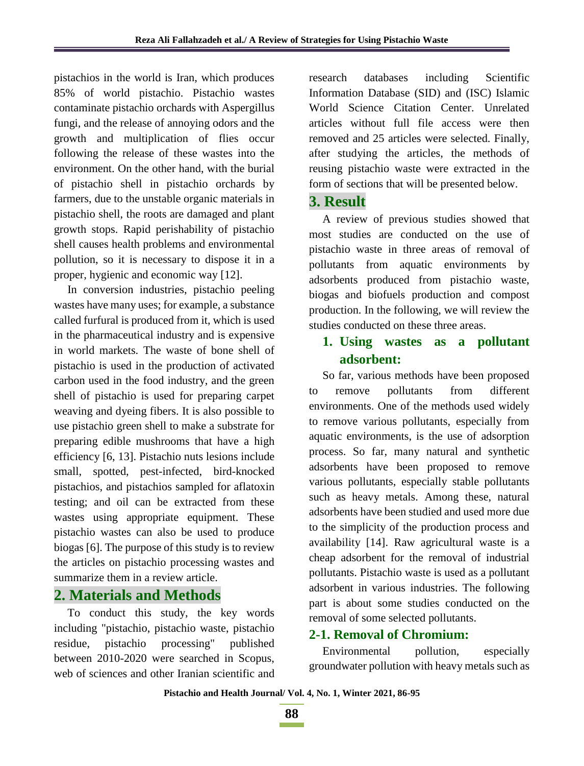pistachios in the world is Iran, which produces 85% of world pistachio. Pistachio wastes contaminate pistachio orchards with Aspergillus fungi, and the release of annoying odors and the growth and multiplication of flies occur following the release of these wastes into the environment. On the other hand, with the burial of pistachio shell in pistachio orchards by farmers, due to the unstable organic materials in pistachio shell, the roots are damaged and plant growth stops. Rapid perishability of pistachio shell causes health problems and environmental pollution, so it is necessary to dispose it in a proper, hygienic and economic way [12].

In conversion industries, pistachio peeling wastes have many uses; for example, a substance called furfural is produced from it, which is used in the pharmaceutical industry and is expensive in world markets. The waste of bone shell of pistachio is used in the production of activated carbon used in the food industry, and the green shell of pistachio is used for preparing carpet weaving and dyeing fibers. It is also possible to use pistachio green shell to make a substrate for preparing edible mushrooms that have a high efficiency [6, 13]. Pistachio nuts lesions include small, spotted, pest-infected, bird-knocked pistachios, and pistachios sampled for aflatoxin testing; and oil can be extracted from these wastes using appropriate equipment. These pistachio wastes can also be used to produce biogas [6]. The purpose of this study is to review the articles on pistachio processing wastes and summarize them in a review article.

## 2. Materials and Methods

To conduct this study, the key words including "pistachio, pistachio waste, pistachio residue, pistachio processing" published between 2010-2020 were searched in Scopus, web of sciences and other Iranian scientific and research databases including Scientific Information Database (SID) and (ISC) Islamic World Science Citation Center. Unrelated articles without full file access were then removed and 25 articles were selected. Finally, after studying the articles, the methods of reusing pistachio waste were extracted in the form of sections that will be presented below.

## 3. Result

A review of previous studies showed that most studies are conducted on the use of pistachio waste in three areas of removal of pollutants from aquatic environments by adsorbents produced from pistachio waste, biogas and biofuels production and compost production. In the following, we will review the studies conducted on these three areas.

### 1. Using wastes as a pollutant adsorbent:

So far, various methods have been proposed to remove pollutants from different environments. One of the methods used widely to remove various pollutants, especially from aquatic environments, is the use of adsorption process. So far, many natural and synthetic adsorbents have been proposed to remove various pollutants, especially stable pollutants such as heavy metals. Among these, natural adsorbents have been studied and used more due to the simplicity of the production process and availability [14]. Raw agricultural waste is a cheap adsorbent for the removal of industrial pollutants. Pistachio waste is used as a pollutant adsorbent in various industries. The following part is about some studies conducted on the removal of some selected pollutants.

### 2-1. Removal of Chromium:

Environmental pollution, especially groundwater pollution with heavy metals such as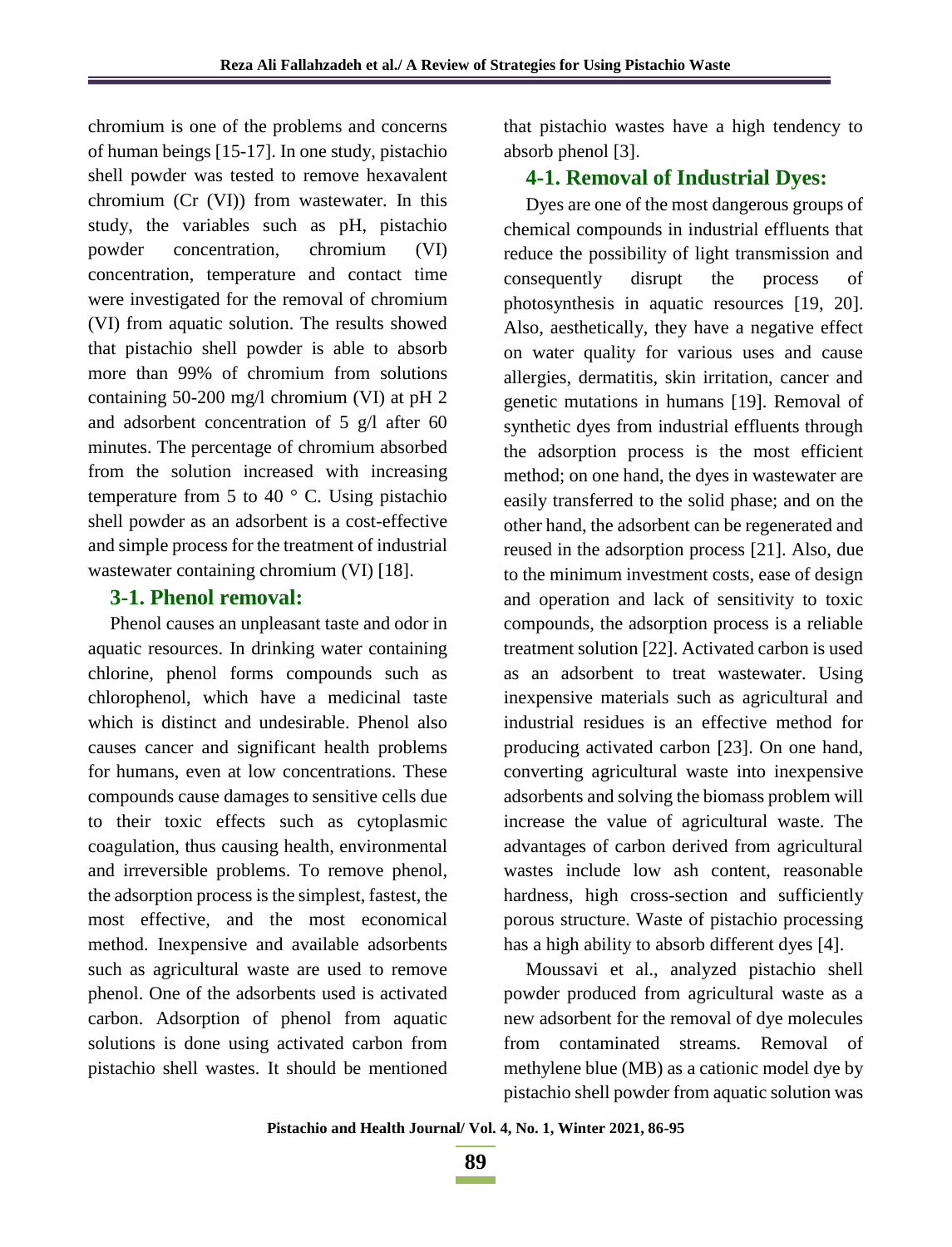chromium is one of the problems and concerns of human beings [15-17]. In one study, pistachio shell powder was tested to remove hexavalent chromium (Cr (VI)) from wastewater. In this study, the variables such as pH, pistachio powder concentration, chromium (VI) concentration, temperature and contact time were investigated for the removal of chromium (VI) from aquatic solution. The results showed that pistachio shell powder is able to absorb more than 99% of chromium from solutions containing 50-200 mg/l chromium (VI) at pH 2 and adsorbent concentration of 5 g/l after 60 minutes. The percentage of chromium absorbed from the solution increased with increasing temperature from 5 to 40 ° C. Using pistachio shell powder as an adsorbent is a cost-effective and simple process for the treatment of industrial wastewater containing chromium (VI) [18].

## 3-1. Phenol removal:

Phenol causes an unpleasant taste and odor in aquatic resources. In drinking water containing chlorine, phenol forms compounds such as chlorophenol, which have a medicinal taste which is distinct and undesirable. Phenol also causes cancer and significant health problems for humans, even at low concentrations. These compounds cause damages to sensitive cells due to their toxic effects such as cytoplasmic coagulation, thus causing health, environmental and irreversible problems. To remove phenol, the adsorption process is the simplest, fastest, the most effective, and the most economical method. Inexpensive and available adsorbents such as agricultural waste are used to remove phenol. One of the adsorbents used is activated carbon. Adsorption of phenol from aquatic solutions is done using activated carbon from pistachio shell wastes. It should be mentioned that pistachio wastes have a high tendency to absorb phenol [3].

## 4-1. Removal of Industrial Dyes:

Dyes are one of the most dangerous groups of chemical compounds in industrial effluents that reduce the possibility of light transmission and consequently disrupt the process of photosynthesis in aquatic resources [19, 20]. Also, aesthetically, they have a negative effect on water quality for various uses and cause allergies, dermatitis, skin irritation, cancer and genetic mutations in humans [19]. Removal of synthetic dyes from industrial effluents through the adsorption process is the most efficient method; on one hand, the dyes in wastewater are easily transferred to the solid phase; and on the other hand, the adsorbent can be regenerated and reused in the adsorption process [21]. Also, due to the minimum investment costs, ease of design and operation and lack of sensitivity to toxic compounds, the adsorption process is a reliable treatment solution [22]. Activated carbon is used as an adsorbent to treat wastewater. Using inexpensive materials such as agricultural and industrial residues is an effective method for producing activated carbon [23]. On one hand, converting agricultural waste into inexpensive adsorbents and solving the biomass problem will increase the value of agricultural waste. The advantages of carbon derived from agricultural wastes include low ash content, reasonable hardness, high cross-section and sufficiently porous structure. Waste of pistachio processing has a high ability to absorb different dyes [4].

Moussavi et al., analyzed pistachio shell powder produced from agricultural waste as a new adsorbent for the removal of dye molecules from contaminated streams. Removal of methylene blue (MB) as a cationic model dye by pistachio shell powder from aquatic solution was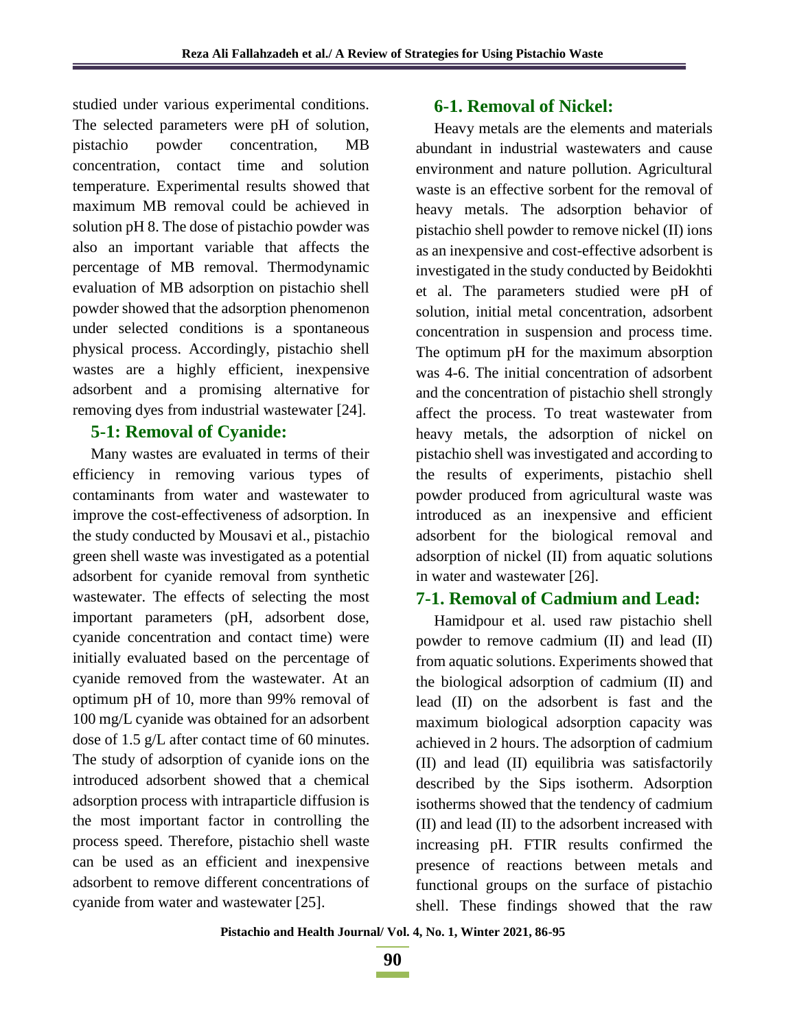studied under various experimental conditions. The selected parameters were pH of solution, pistachio powder concentration, MB concentration, contact time and solution temperature. Experimental results showed that maximum MB removal could be achieved in solution pH 8. The dose of pistachio powder was also an important variable that affects the percentage of MB removal. Thermodynamic evaluation of MB adsorption on pistachio shell powder showed that the adsorption phenomenon under selected conditions is a spontaneous physical process. Accordingly, pistachio shell wastes are a highly efficient, inexpensive adsorbent and a promising alternative for removing dyes from industrial wastewater [24].

## 5-1: Removal of Cyanide:

Many wastes are evaluated in terms of their efficiency in removing various types of contaminants from water and wastewater to improve the cost-effectiveness of adsorption. In the study conducted by Mousavi et al., pistachio green shell waste was investigated as a potential adsorbent for cyanide removal from synthetic wastewater. The effects of selecting the most important parameters (pH, adsorbent dose, cyanide concentration and contact time) were initially evaluated based on the percentage of cyanide removed from the wastewater. At an optimum pH of 10, more than 99% removal of 100 mg/L cyanide was obtained for an adsorbent dose of 1.5 g/L after contact time of 60 minutes. The study of adsorption of cyanide ions on the introduced adsorbent showed that a chemical adsorption process with intraparticle diffusion is the most important factor in controlling the process speed. Therefore, pistachio shell waste can be used as an efficient and inexpensive adsorbent to remove different concentrations of cyanide from water and wastewater [25].

## 6-1. Removal of Nickel:

Heavy metals are the elements and materials abundant in industrial wastewaters and cause environment and nature pollution. Agricultural waste is an effective sorbent for the removal of heavy metals. The adsorption behavior of pistachio shell powder to remove nickel (II) ions as an inexpensive and cost-effective adsorbent is investigated in the study conducted by Beidokhti et al. The parameters studied were pH of solution, initial metal concentration, adsorbent concentration in suspension and process time. The optimum pH for the maximum absorption was 4-6. The initial concentration of adsorbent and the concentration of pistachio shell strongly affect the process. To treat wastewater from heavy metals, the adsorption of nickel on pistachio shell was investigated and according to the results of experiments, pistachio shell powder produced from agricultural waste was introduced as an inexpensive and efficient adsorbent for the biological removal and adsorption of nickel (II) from aquatic solutions in water and wastewater [26].

## 7-1. Removal of Cadmium and Lead:

Hamidpour et al. used raw pistachio shell powder to remove cadmium (II) and lead (II) from aquatic solutions. Experiments showed that the biological adsorption of cadmium (II) and lead (II) on the adsorbent is fast and the maximum biological adsorption capacity was achieved in 2 hours. The adsorption of cadmium (II) and lead (II) equilibria was satisfactorily described by the Sips isotherm. Adsorption isotherms showed that the tendency of cadmium (II) and lead (II) to the adsorbent increased with increasing pH. FTIR results confirmed the presence of reactions between metals and functional groups on the surface of pistachio shell. These findings showed that the raw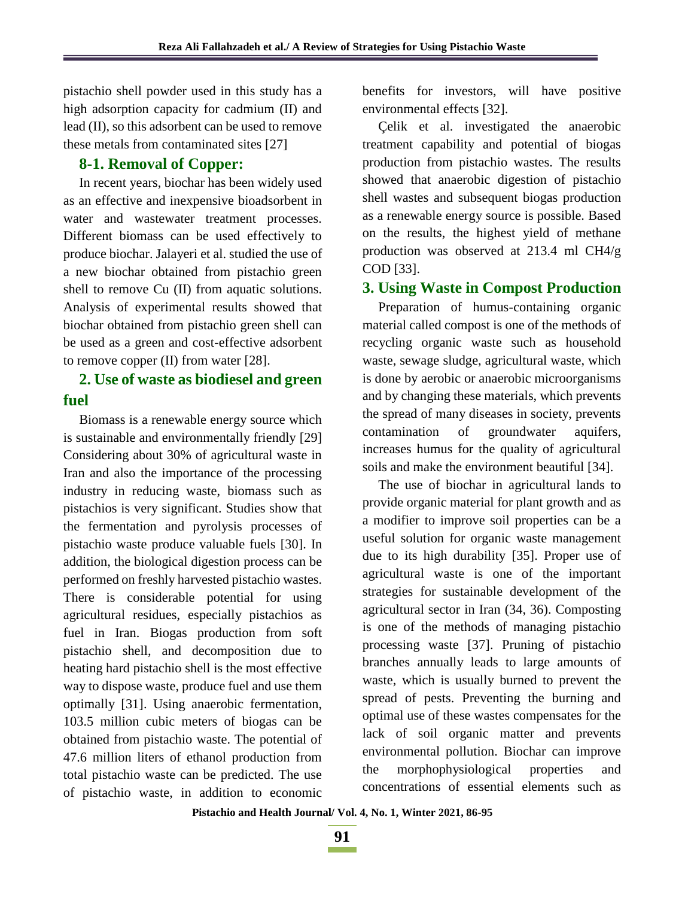pistachio shell powder used in this study has a high adsorption capacity for cadmium (II) and lead (II), so this adsorbent can be used to remove these metals from contaminated sites [27]

### 8-1. Removal of Copper:

In recent years, biochar has been widely used as an effective and inexpensive bioadsorbent in water and wastewater treatment processes. Different biomass can be used effectively to produce biochar. Jalayeri et al. studied the use of a new biochar obtained from pistachio green shell to remove Cu (II) from aquatic solutions. Analysis of experimental results showed that biochar obtained from pistachio green shell can be used as a green and cost-effective adsorbent to remove copper (II) from water [28].

## 2. Use of waste as biodiesel and green fuel

Biomass is a renewable energy source which is sustainable and environmentally friendly [29] Considering about 30% of agricultural waste in Iran and also the importance of the processing industry in reducing waste, biomass such as pistachios is very significant. Studies show that the fermentation and pyrolysis processes of pistachio waste produce valuable fuels [30]. In addition, the biological digestion process can be performed on freshly harvested pistachio wastes. There is considerable potential for using agricultural residues, especially pistachios as fuel in Iran. Biogas production from soft pistachio shell, and decomposition due to heating hard pistachio shell is the most effective way to dispose waste, produce fuel and use them optimally [31]. Using anaerobic fermentation, 103.5 million cubic meters of biogas can be obtained from pistachio waste. The potential of 47.6 million liters of ethanol production from total pistachio waste can be predicted. The use of pistachio waste, in addition to economic benefits for investors, will have positive environmental effects [32].

Çelik et al. investigated the anaerobic treatment capability and potential of biogas production from pistachio wastes. The results showed that anaerobic digestion of pistachio shell wastes and subsequent biogas production as a renewable energy source is possible. Based on the results, the highest yield of methane production was observed at 213.4 ml $CH_4$/g COD [33].

## 3. Using Waste in Compost Production

Preparation of humus-containing organic material called compost is one of the methods of recycling organic waste such as household waste, sewage sludge, agricultural waste, which is done by aerobic or anaerobic microorganisms and by changing these materials, which prevents the spread of many diseases in society, prevents contamination of groundwater aquifers, increases humus for the quality of agricultural soils and make the environment beautiful [34].

The use of biochar in agricultural lands to provide organic material for plant growth and as a modifier to improve soil properties can be a useful solution for organic waste management due to its high durability [35]. Proper use of agricultural waste is one of the important strategies for sustainable development of the agricultural sector in Iran (34, 36). Composting is one of the methods of managing pistachio processing waste [37]. Pruning of pistachio branches annually leads to large amounts of waste, which is usually burned to prevent the spread of pests. Preventing the burning and optimal use of these wastes compensates for the lack of soil organic matter and prevents environmental pollution. Biochar can improve the morphophysiological properties and concentrations of essential elements such as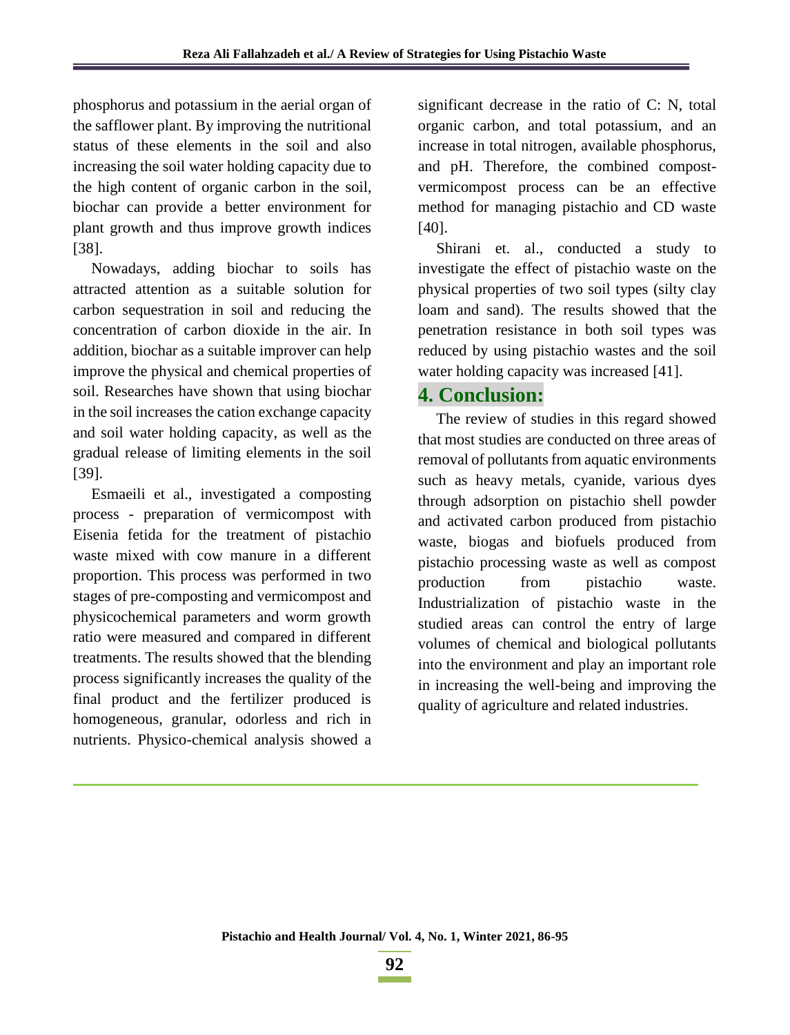phosphorus and potassium in the aerial organ of the safflower plant. By improving the nutritional status of these elements in the soil and also increasing the soil water holding capacity due to the high content of organic carbon in the soil, biochar can provide a better environment for plant growth and thus improve growth indices [38].

Nowadays, adding biochar to soils has attracted attention as a suitable solution for carbon sequestration in soil and reducing the concentration of carbon dioxide in the air. In addition, biochar as a suitable improver can help improve the physical and chemical properties of soil. Researches have shown that using biochar in the soil increases the cation exchange capacity and soil water holding capacity, as well as the gradual release of limiting elements in the soil [39].

Esmaeili et al., investigated a composting process - preparation of vermicompost with Eisenia fetida for the treatment of pistachio waste mixed with cow manure in a different proportion. This process was performed in two stages of pre-composting and vermicompost and physicochemical parameters and worm growth ratio were measured and compared in different treatments. The results showed that the blending process significantly increases the quality of the final product and the fertilizer produced is homogeneous, granular, odorless and rich in nutrients. Physico-chemical analysis showed a significant decrease in the ratio of C: N, total organic carbon, and total potassium, and an increase in total nitrogen, available phosphorus, and pH. Therefore, the combined compost-vermicompost process can be an effective method for managing pistachio and CD waste [40].

Shirani et. al., conducted a study to investigate the effect of pistachio waste on the physical properties of two soil types (silty clay loam and sand). The results showed that the penetration resistance in both soil types was reduced by using pistachio wastes and the soil water holding capacity was increased [41].

## 4. Conclusion:

The review of studies in this regard showed that most studies are conducted on three areas of removal of pollutants from aquatic environments such as heavy metals, cyanide, various dyes through adsorption on pistachio shell powder and activated carbon produced from pistachio waste, biogas and biofuels produced from pistachio processing waste as well as compost production from pistachio waste. Industrialization of pistachio waste in the studied areas can control the entry of large volumes of chemical and biological pollutants into the environment and play an important role in increasing the well-being and improving the quality of agriculture and related industries.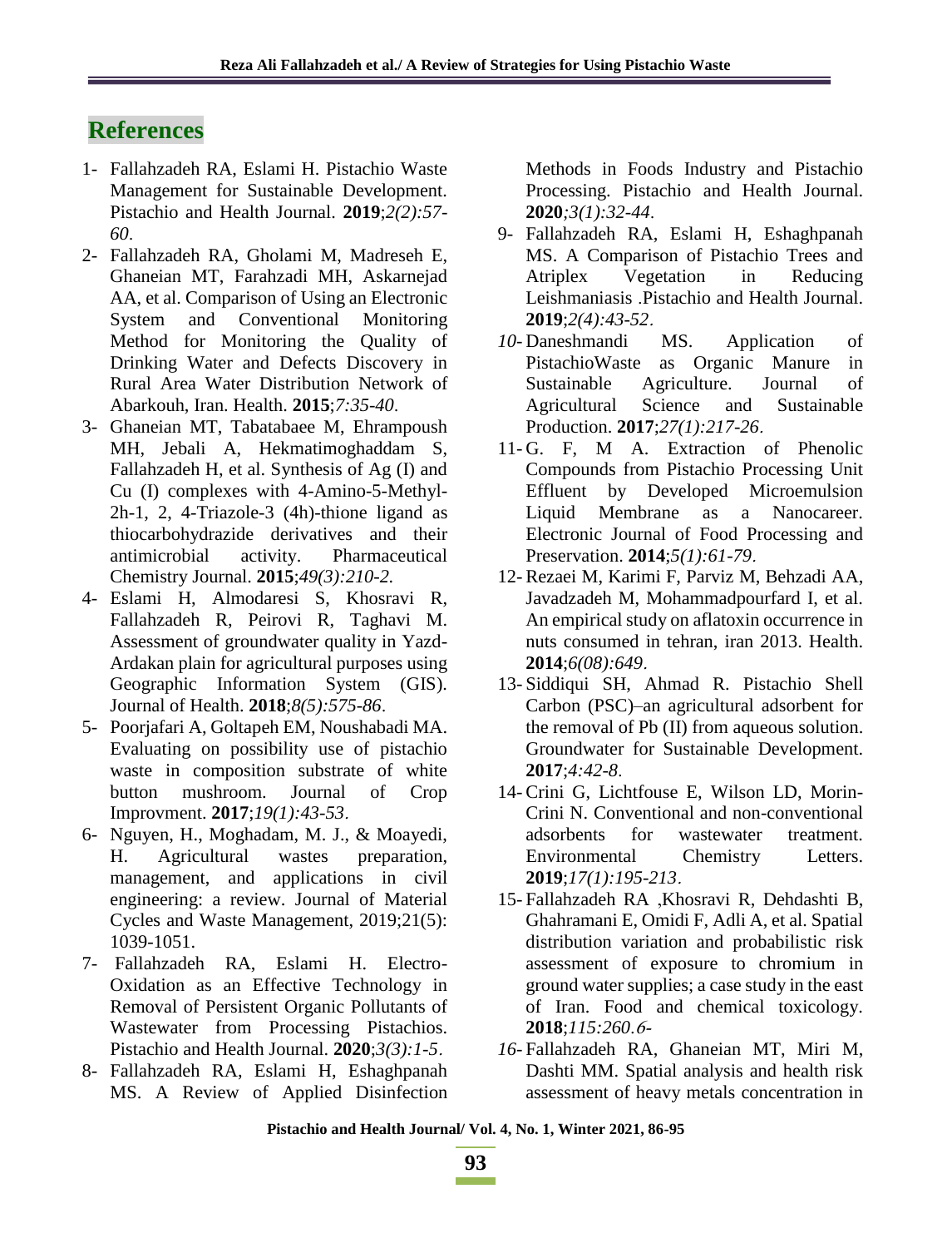## References

1- Fallahzadeh RA, Eslami H. Pistachio Waste Management for Sustainable Development. Pistachio and Health Journal. **2019**;*2(2):57-60*.

2- Fallahzadeh RA, Gholami M, Madreseh E, Ghaneian MT, Farahzadi MH, Askarnejad AA, et al. Comparison of Using an Electronic System and Conventional Monitoring Method for Monitoring the Quality of Drinking Water and Defects Discovery in Rural Area Water Distribution Network of Abarkouh, Iran. Health. **2015**;*7:35-40*.

3- Ghaneian MT, Tabatabaee M, Ehrampoush MH, Jebali A, Hekmatimoghaddam S, Fallahzadeh H, et al. Synthesis of Ag (I) and Cu (I) complexes with 4-Amino-5-Methyl-2h-1, 2, 4-Triazole-3 (4h)-thione ligand as thiocarbohydrazide derivatives and their antimicrobial activity. Pharmaceutical Chemistry Journal. **2015**;*49(3):210-2*.

4- Eslami H, Almodaresi S, Khosravi R, Fallahzadeh R, Peirovi R, Taghavi M. Assessment of groundwater quality in Yazd-Ardakan plain for agricultural purposes using Geographic Information System (GIS). Journal of Health. **2018**;*8(5):575-86*.

5- Poorjafari A, Goltapeh EM, Noushabadi MA. Evaluating on possibility use of pistachio waste in composition substrate of white button mushroom. Journal of Crop Improvment. **2017**;*19(1):43-53*.

6- Nguyen, H., Moghadam, M. J., & Moayedi, H. Agricultural wastes preparation, management, and applications in civil engineering: a review. Journal of Material Cycles and Waste Management, 2019;21(5): 1039-1051.

7- Fallahzadeh RA, Eslami H. Electro-Oxidation as an Effective Technology in Removal of Persistent Organic Pollutants of Wastewater from Processing Pistachios. Pistachio and Health Journal. **2020**;*3(3):1-5*.

8- Fallahzadeh RA, Eslami H, Eshaghpanah MS. A Review of Applied Disinfection Methods in Foods Industry and Pistachio Processing. Pistachio and Health Journal. **2020**;*3(1):32-44*.

9- Fallahzadeh RA, Eslami H, Eshaghpanah MS. A Comparison of Pistachio Trees and Atriplex Vegetation in Reducing Leishmaniasis .Pistachio and Health Journal. **2019**;*2(4):43-52*.

*10-* Daneshmandi MS. Application of PistachioWaste as Organic Manure in Sustainable Agriculture. Journal of Agricultural Science and Sustainable Production. **2017**;*27(1):217-26*.

11- G. F, M A. Extraction of Phenolic Compounds from Pistachio Processing Unit Effluent by Developed Microemulsion Liquid Membrane as a Nanocareer. Electronic Journal of Food Processing and Preservation. **2014**;*5(1):61-79*.

12- Rezaei M, Karimi F, Parviz M, Behzadi AA, Javadzadeh M, Mohammadpourfard I, et al. An empirical study on aflatoxin occurrence in nuts consumed in tehran, iran 2013. Health. **2014**;*6(08):649*.

13- Siddiqui SH, Ahmad R. Pistachio Shell Carbon (PSC)–an agricultural adsorbent for the removal of Pb (II) from aqueous solution. Groundwater for Sustainable Development. **2017**;*4:42-8*.

14- Crini G, Lichtfouse E, Wilson LD, Morin-Crini N. Conventional and non-conventional adsorbents for wastewater treatment. Environmental Chemistry Letters. **2019**;*17(1):195-213*.

15- Fallahzadeh RA ,Khosravi R, Dehdashti B, Ghahramani E, Omidi F, Adli A, et al. Spatial distribution variation and probabilistic risk assessment of exposure to chromium in ground water supplies; a case study in the east of Iran. Food and chemical toxicology. **2018**;*115:260.6-*

*16-* Fallahzadeh RA, Ghaneian MT, Miri M, Dashti MM. Spatial analysis and health risk assessment of heavy metals concentration in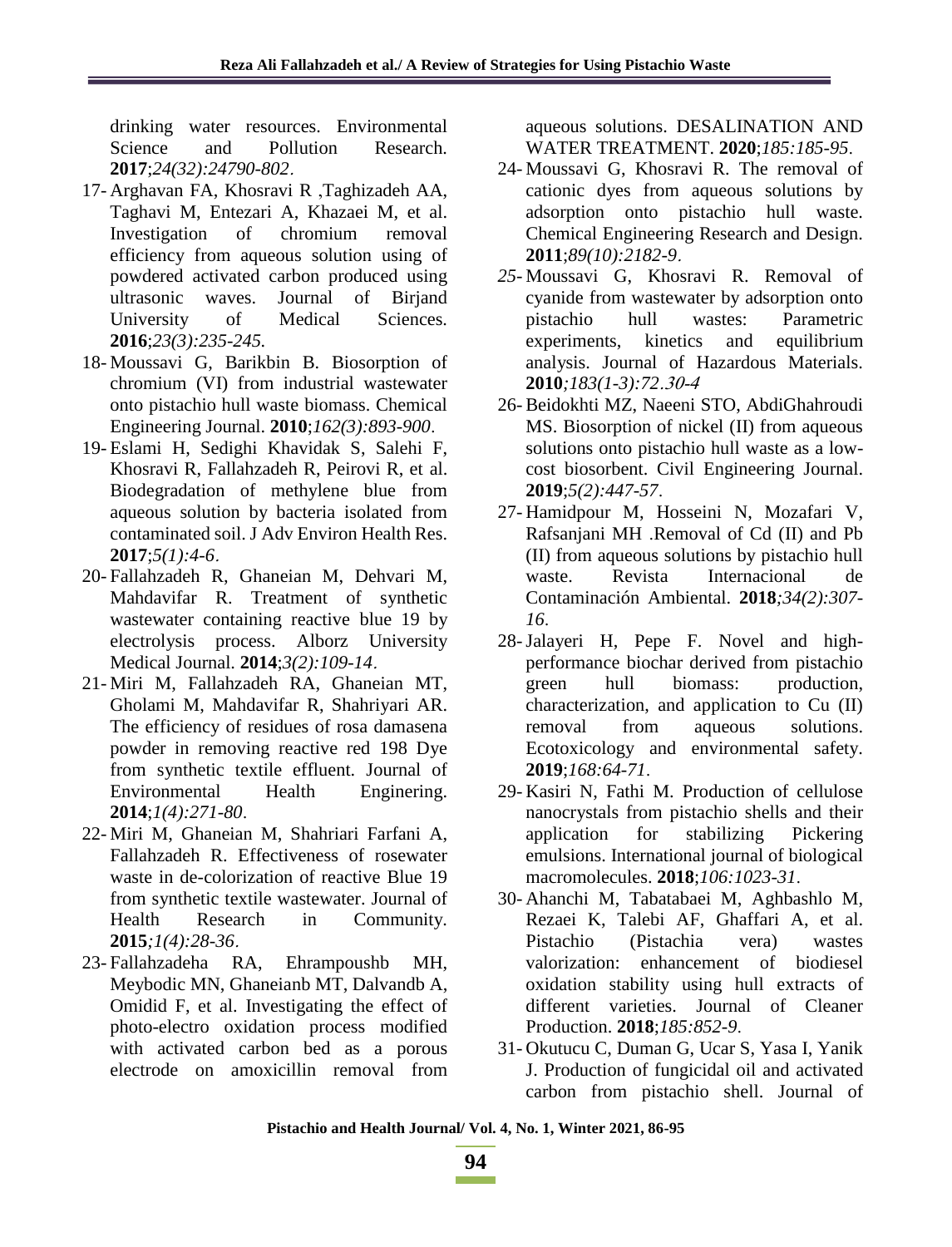drinking water resources. Environmental Science and Pollution Research. **2017**;*24(32):24790-802*.

17- Arghavan FA, Khosravi R ,Taghizadeh AA, Taghavi M, Entezari A, Khazaei M, et al. Investigation of chromium removal efficiency from aqueous solution using of powdered activated carbon produced using ultrasonic waves. Journal of Birjand University of Medical Sciences. **2016**;*23(3):235-245.*

18- Moussavi G, Barikbin B. Biosorption of chromium (VI) from industrial wastewater onto pistachio hull waste biomass. Chemical Engineering Journal. **2010**;*162(3):893-900*.

19- Eslami H, Sedighi Khavidak S, Salehi F, Khosravi R, Fallahzadeh R, Peirovi R, et al. Biodegradation of methylene blue from aqueous solution by bacteria isolated from contaminated soil. J Adv Environ Health Res. **2017**;*5(1):4-6*.

20- Fallahzadeh R, Ghaneian M, Dehvari M, Mahdavifar R. Treatment of synthetic wastewater containing reactive blue 19 by electrolysis process. Alborz University Medical Journal. **2014**;*3(2):109-14*.

21- Miri M, Fallahzadeh RA, Ghaneian MT, Gholami M, Mahdavifar R, Shahriyari AR. The efficiency of residues of rosa damasena powder in removing reactive red 198 Dye from synthetic textile effluent. Journal of Environmental Health Enginering. **2014**;*1(4):271-80*.

22- Miri M, Ghaneian M, Shahriari Farfani A, Fallahzadeh R. Effectiveness of rosewater waste in de-colorization of reactive Blue 19 from synthetic textile wastewater. Journal of Health Research in Community. **2015**;*1(4):28-36*.

23- Fallahzadeha RA, Ehrampoushb MH, Meybodic MN, Ghaneianb MT, Dalvandb A, Omidid F, et al. Investigating the effect of photo-electro oxidation process modified with activated carbon bed as a porous electrode on amoxicillin removal from aqueous solutions. DESALINATION AND WATER TREATMENT. **2020**;*185:185-95*.

24- Moussavi G, Khosravi R. The removal of cationic dyes from aqueous solutions by adsorption onto pistachio hull waste. Chemical Engineering Research and Design. **2011**;*89(10):2182-9*.

25- Moussavi G, Khosravi R. Removal of cyanide from wastewater by adsorption onto pistachio hull wastes: Parametric experiments, kinetics and equilibrium analysis. Journal of Hazardous Materials. **2010**;*183(1-3):72.30-4*

26- Beidokhti MZ, Naeeni STO, AbdiGhahroudi MS. Biosorption of nickel (II) from aqueous solutions onto pistachio hull waste as a low-cost biosorbent. Civil Engineering Journal. **2019**;*5(2):447-57*.

27- Hamidpour M, Hosseini N, Mozafari V, Rafsanjani MH .Removal of Cd (II) and Pb (II) from aqueous solutions by pistachio hull waste. Revista Internacional de Contaminación Ambiental. **2018**;*34(2):307-16*.

28- Jalayeri H, Pepe F. Novel and high-performance biochar derived from pistachio green hull biomass: production, characterization, and application to Cu (II) removal from aqueous solutions. Ecotoxicology and environmental safety. **2019**;*168:64-71*.

29- Kasiri N, Fathi M. Production of cellulose nanocrystals from pistachio shells and their application for stabilizing Pickering emulsions. International journal of biological macromolecules. **2018**;*106:1023-31*.

30- Ahanchi M, Tabatabaei M, Aghbashlo M, Rezaei K, Talebi AF, Ghaffari A, et al. Pistachio (Pistachia vera) wastes valorization: enhancement of biodiesel oxidation stability using hull extracts of different varieties. Journal of Cleaner Production. **2018**;*185:852-9*.

31- Okutucu C, Duman G, Ucar S, Yasa I, Yanik J. Production of fungicidal oil and activated carbon from pistachio shell. Journal of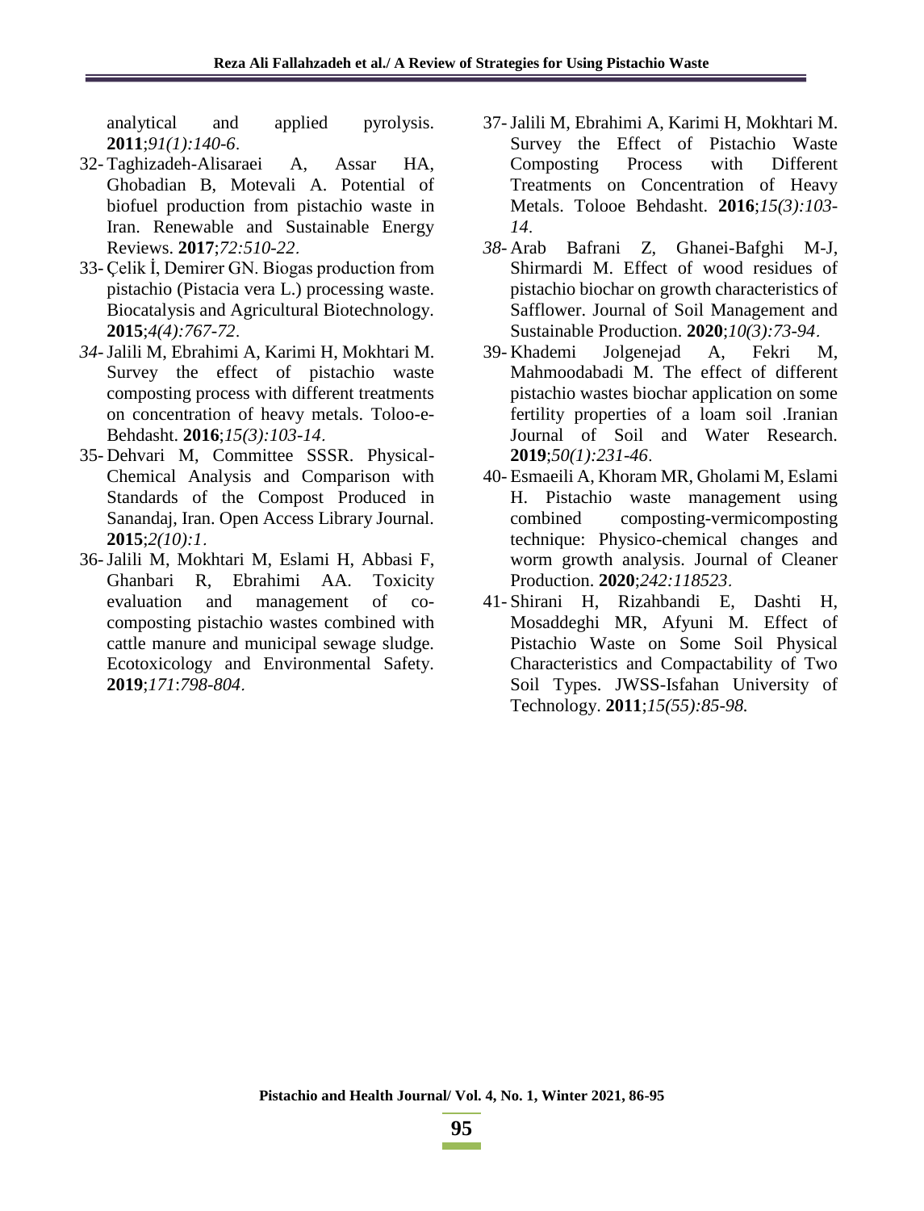analytical and applied pyrolysis. **2011**;*91(1):140-6*.

32- Taghizadeh-Alisaraei A, Assar HA, Ghobadian B, Motevali A. Potential of biofuel production from pistachio waste in Iran. Renewable and Sustainable Energy Reviews. **2017**;*72:510-22*.

33- Çelik İ, Demirer GN. Biogas production from pistachio (Pistacia vera L.) processing waste. Biocatalysis and Agricultural Biotechnology. **2015**;*4(4):767-72*.

*34-* Jalili M, Ebrahimi A, Karimi H, Mokhtari M. Survey the effect of pistachio waste composting process with different treatments on concentration of heavy metals. Toloo-e-Behdasht. **2016**;*15(3):103-14*.

35- Dehvari M, Committee SSSR. Physical-Chemical Analysis and Comparison with Standards of the Compost Produced in Sanandaj, Iran. Open Access Library Journal. **2015**;*2(10):1*.

36- Jalili M, Mokhtari M, Eslami H, Abbasi F, Ghanbari R, Ebrahimi AA. Toxicity evaluation and management of co-composting pistachio wastes combined with cattle manure and municipal sewage sludge. Ecotoxicology and Environmental Safety. **2019**;*171*:*798-804*.

37- Jalili M, Ebrahimi A, Karimi H, Mokhtari M. Survey the Effect of Pistachio Waste Composting Process with Different Treatments on Concentration of Heavy Metals. Tolooe Behdasht. **2016**;*15(3):103-14*.

*38-* Arab Bafrani Z, Ghanei-Bafghi M-J, Shirmardi M. Effect of wood residues of pistachio biochar on growth characteristics of Safflower. Journal of Soil Management and Sustainable Production. **2020**;*10(3):73-94*.

39- Khademi Jolgenejad A, Fekri M, Mahmoodabadi M. The effect of different pistachio wastes biochar application on some fertility properties of a loam soil .Iranian Journal of Soil and Water Research. **2019**;*50(1):231-46*.

40- Esmaeili A, Khoram MR, Gholami M, Eslami H. Pistachio waste management using combined composting-vermicomposting technique: Physico-chemical changes and worm growth analysis. Journal of Cleaner Production. **2020**;*242:118523*.

41- Shirani H, Rizahbandi E, Dashti H, Mosaddeghi MR, Afyuni M. Effect of Pistachio Waste on Some Soil Physical Characteristics and Compactability of Two Soil Types. JWSS-Isfahan University of Technology. **2011**;*15(55):85-98.*